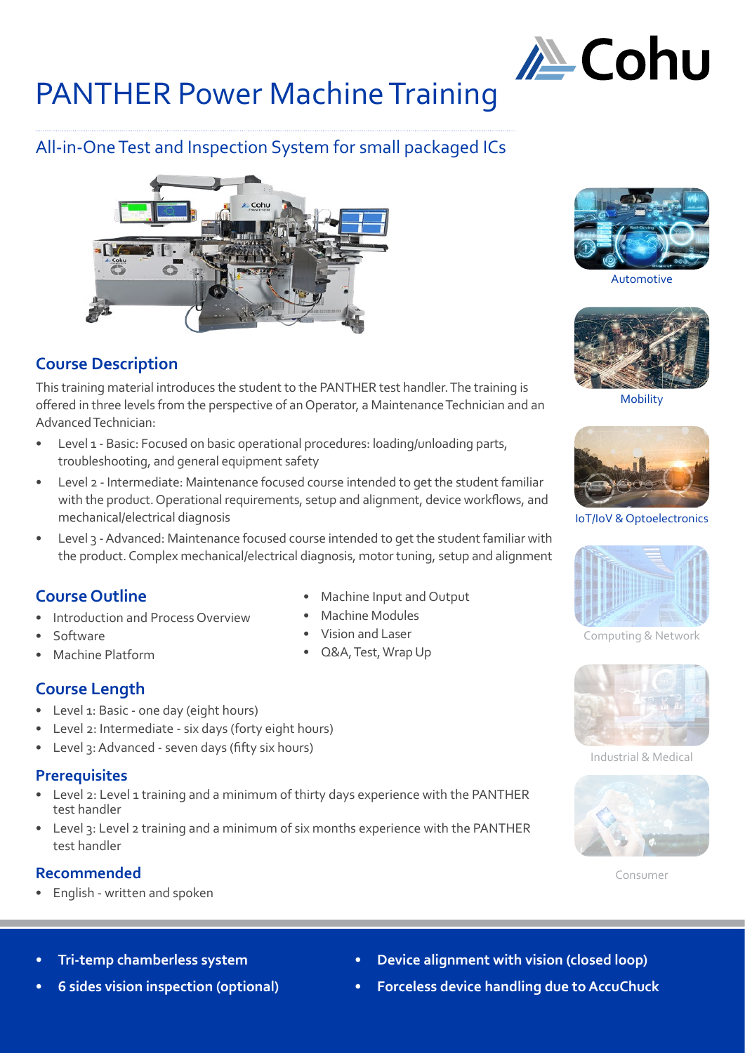# PANTHER Power Machine Training

## All-in-One Test and Inspection System for small packaged ICs

Automotive

Mobility

IoT/IoV & Optoelectronics

Computing & Network

Industrial & Medical

Consumer

## Course Description

This training material introduces the student to the PANTHER test handler. The training is offered in three levels from the perspective of an Operator, a Maintenance Technician and an Advanced Technician:

- Level 1 - Basic: Focused on basic operational procedures: loading/unloading parts, troubleshooting, and general equipment safety
- Level 2 - Intermediate: Maintenance focused course intended to get the student familiar with the product. Operational requirements, setup and alignment, device workflows, and mechanical/electrical diagnosis
- Level 3 - Advanced: Maintenance focused course intended to get the student familiar with the product. Complex mechanical/electrical diagnosis, motor tuning, setup and alignment

## Course Outline

- Introduction and Process Overview
- Software
- Machine Platform
- Machine Input and Output
- Machine Modules
- Vision and Laser
- Q&A, Test, Wrap Up

## Course Length

- Level 1: Basic - one day (eight hours)
- Level 2: Intermediate - six days (forty eight hours)
- Level 3: Advanced - seven days (fifty six hours)

## Prerequisites

- Level 2: Level 1 training and a minimum of thirty days experience with the PANTHER test handler
- Level 3: Level 2 training and a minimum of six months experience with the PANTHER test handler

## Recommended

- English - written and spoken

---

- **Tri-temp chamberless system**
- **6 sides vision inspection (optional)**
- **Device alignment with vision (closed loop)**
- **Forceless device handling due to AccuChuck**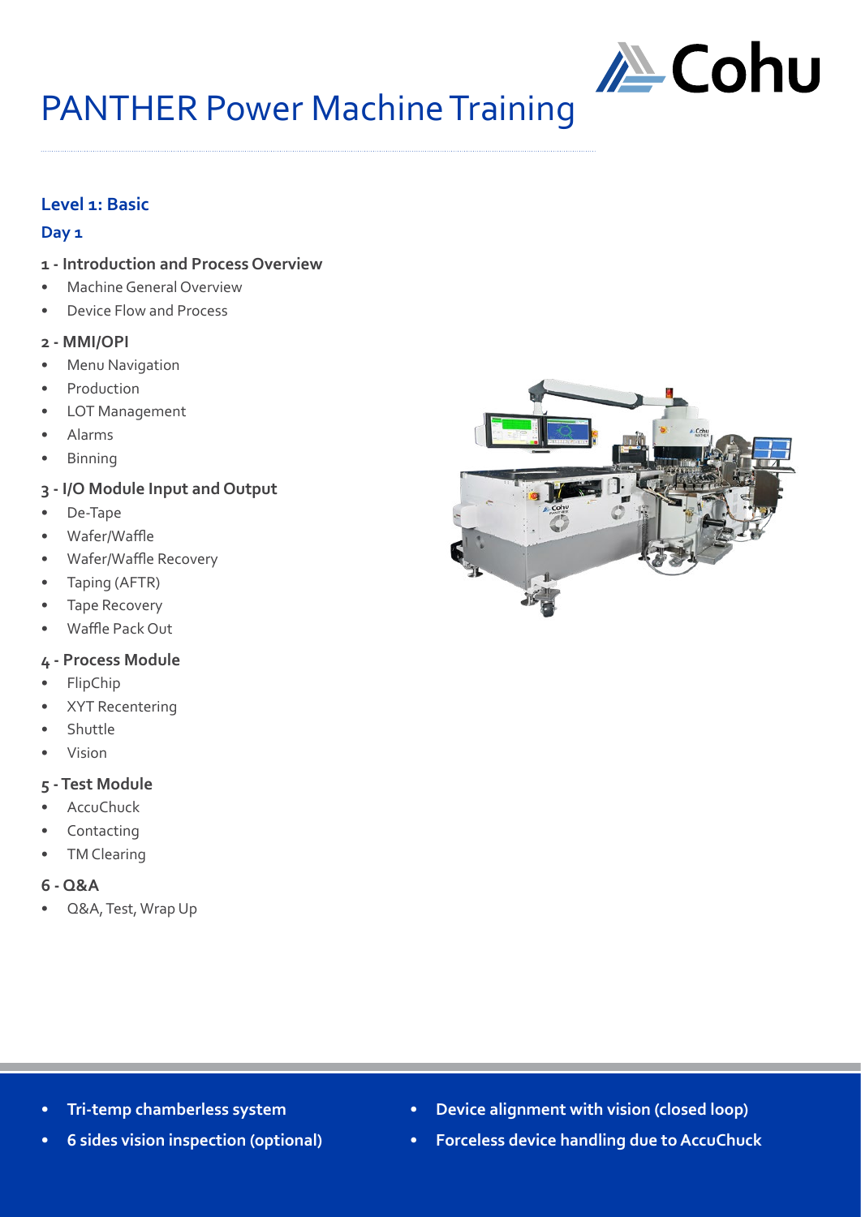# PANTHER Power Machine Training

## Level 1: Basic

### Day 1

**1 - Introduction and Process Overview**

- Machine General Overview
- Device Flow and Process

**2 - MMI/OPI**

- Menu Navigation
- Production
- LOT Management
- Alarms
- Binning

**3 - I/O Module Input and Output**

- De-Tape
- Wafer/Waffle
- Wafer/Waffle Recovery
- Taping (AFTR)
- Tape Recovery
- Waffle Pack Out

**4 - Process Module**

- FlipChip
- XYT Recentering
- Shuttle
- Vision

**5 - Test Module**

- AccuChuck
- Contacting
- TM Clearing

**6 - Q&A**

- Q&A, Test, Wrap Up

- **Tri-temp chamberless system**
- **6 sides vision inspection (optional)**
- **Device alignment with vision (closed loop)**
- **Forceless device handling due to AccuChuck**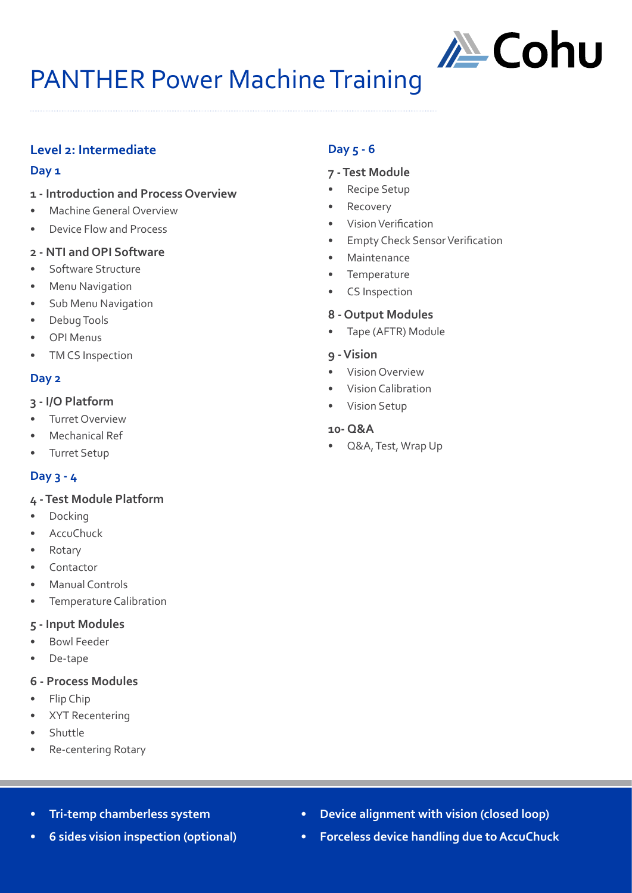# PANTHER Power Machine Training

## Level 2: Intermediate

### Day 1

#### 1 - Introduction and Process Overview

- Machine General Overview
- Device Flow and Process

#### 2 - NTI and OPI Software

- Software Structure
- Menu Navigation
- Sub Menu Navigation
- Debug Tools
- OPI Menus
- TM CS Inspection

### Day 2

#### 3 - I/O Platform

- Turret Overview
- Mechanical Ref
- Turret Setup

### Day 3 - 4

#### 4 - Test Module Platform

- Docking
- AccuChuck
- Rotary
- Contactor
- Manual Controls
- Temperature Calibration

#### 5 - Input Modules

- Bowl Feeder
- De-tape

#### 6 - Process Modules

- Flip Chip
- XYT Recentering
- Shuttle
- Re-centering Rotary

### Day 5 - 6

#### 7 - Test Module

- Recipe Setup
- Recovery
- Vision Verification
- Empty Check Sensor Verification
- Maintenance
- Temperature
- CS Inspection

#### 8 - Output Modules

- Tape (AFTR) Module

#### 9 - Vision

- Vision Overview
- Vision Calibration
- Vision Setup

#### 10- Q&A

- Q&A, Test, Wrap Up

---

- **Tri-temp chamberless system**
- **6 sides vision inspection (optional)**
- **Device alignment with vision (closed loop)**
- **Forceless device handling due to AccuChuck**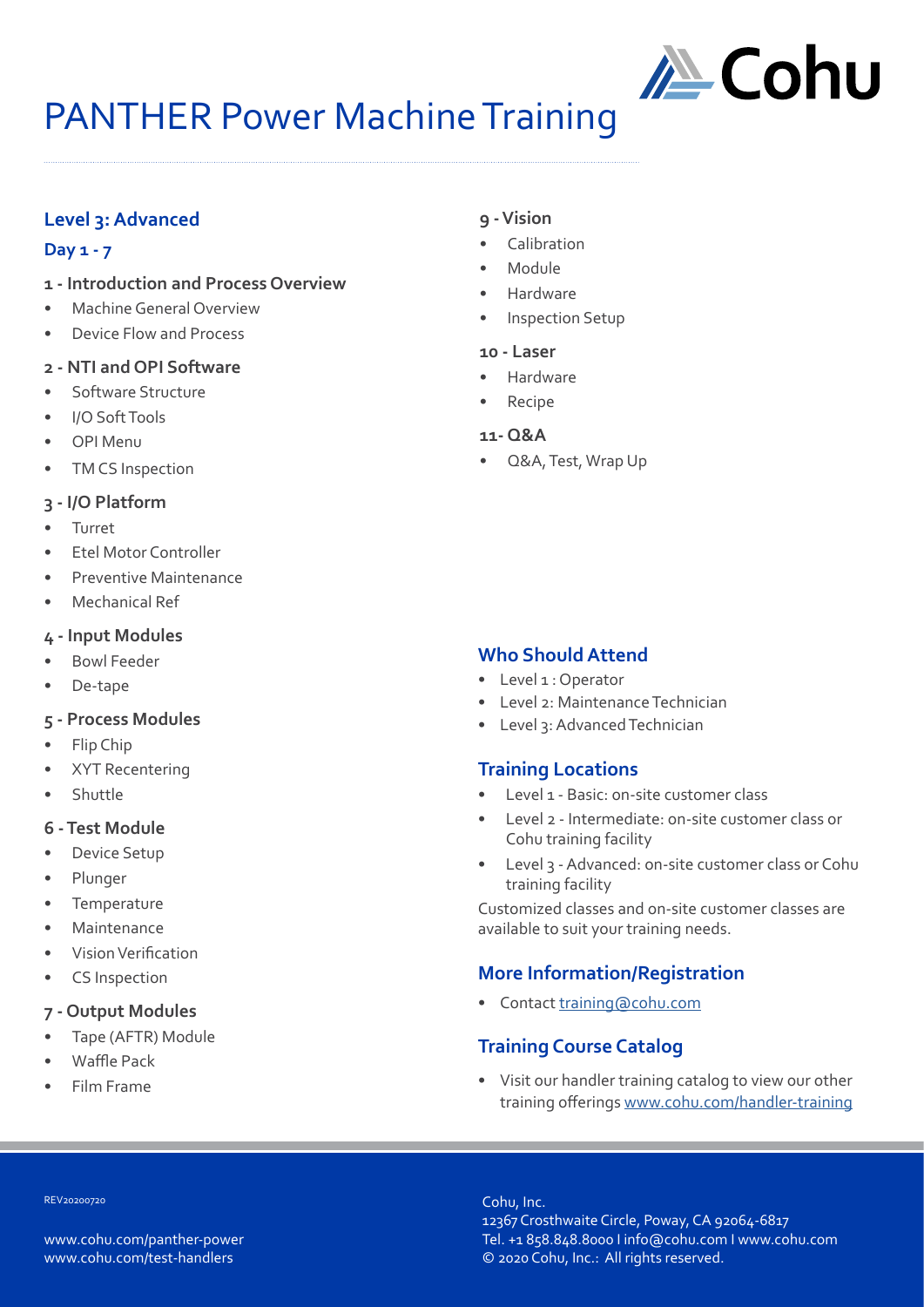# PANTHER Power Machine Training

## Level 3: Advanced

### Day 1 - 7

**1 - Introduction and Process Overview**

- Machine General Overview
- Device Flow and Process

**2 - NTI and OPI Software**

- Software Structure
- I/O Soft Tools
- OPI Menu
- TM CS Inspection

**3 - I/O Platform**

- Turret
- Etel Motor Controller
- Preventive Maintenance
- Mechanical Ref

**4 - Input Modules**

- Bowl Feeder
- De-tape

**5 - Process Modules**

- Flip Chip
- XYT Recentering
- Shuttle

**6 - Test Module**

- Device Setup
- Plunger
- Temperature
- Maintenance
- Vision Verification
- CS Inspection

**7 - Output Modules**

- Tape (AFTR) Module
- Waffle Pack
- Film Frame

**9 - Vision**

- Calibration
- Module
- Hardware
- Inspection Setup

**10 - Laser**

- Hardware
- Recipe

**11- Q&A**

- Q&A, Test, Wrap Up

## Who Should Attend

- Level 1 : Operator
- Level 2: Maintenance Technician
- Level 3: Advanced Technician

## Training Locations

- Level 1 - Basic: on-site customer class
- Level 2 - Intermediate: on-site customer class or Cohu training facility
- Level 3 - Advanced: on-site customer class or Cohu training facility

Customized classes and on-site customer classes are available to suit your training needs.

## More Information/Registration

- Contact training@cohu.com

## Training Course Catalog

- Visit our handler training catalog to view our other training offerings www.cohu.com/handler-training

REV20200720

www.cohu.com/panther-power
www.cohu.com/test-handlers

Cohu, Inc.
12367 Crosthwaite Circle, Poway, CA 92064-6817
Tel. +1 858.848.8000 I info@cohu.com I www.cohu.com
© 2020 Cohu, Inc.: All rights reserved.